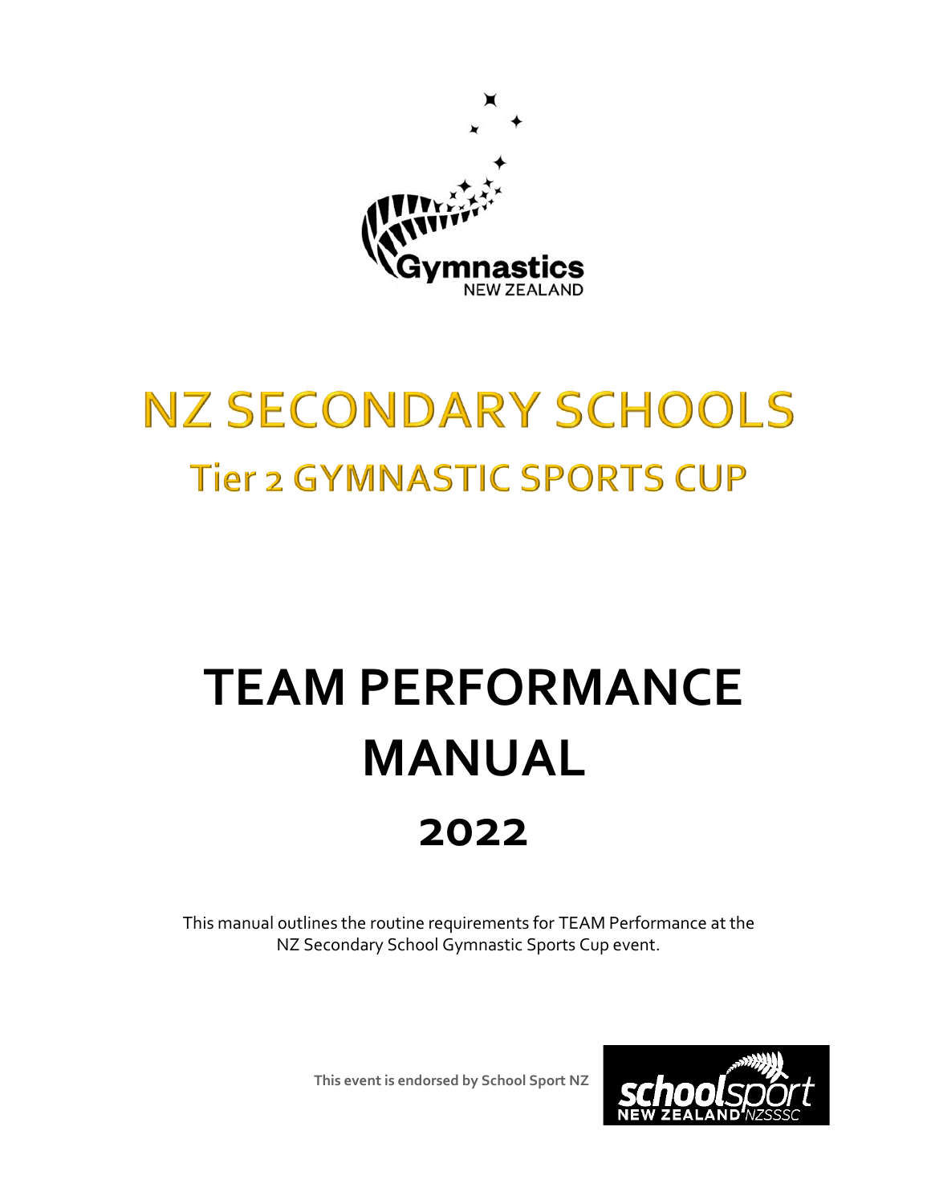Gymnastics NEW ZEALAND

# NZ SECONDARY SCHOOLS

## Tier 2 GYMNASTIC SPORTS CUP

# TEAM PERFORMANCE MANUAL

## 2022

This manual outlines the routine requirements for TEAM Performance at the NZ Secondary School Gymnastic Sports Cup event.

**This event is endorsed by School Sport NZ**

schoolsport NEW ZEALAND NZSSSC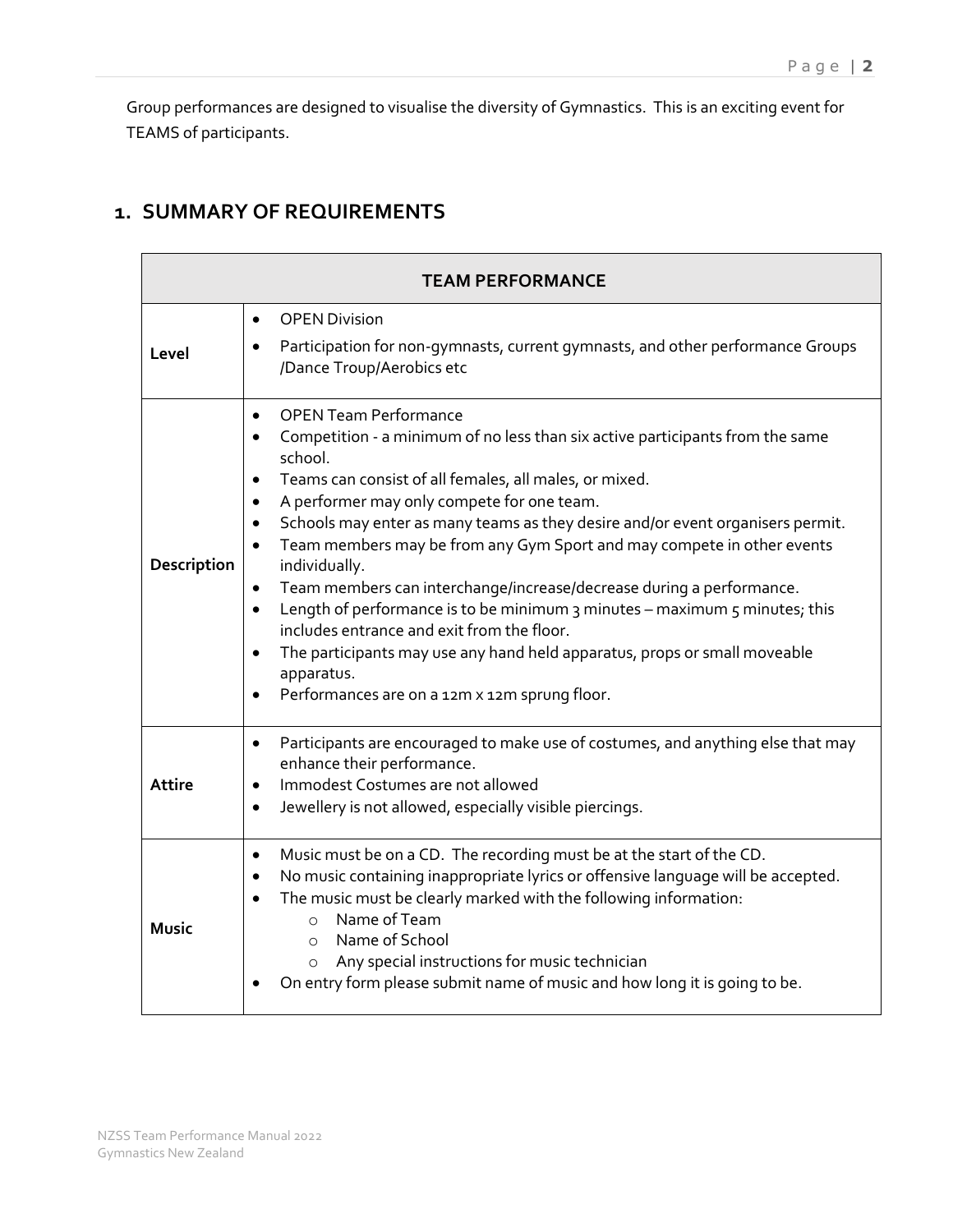Group performances are designed to visualise the diversity of Gymnastics. This is an exciting event for TEAMS of participants.

## 1. SUMMARY OF REQUIREMENTS

| TEAM PERFORMANCE | |
|---|---|
| **Level** | • OPEN Division<br>• Participation for non-gymnasts, current gymnasts, and other performance Groups /Dance Troup/Aerobics etc |
| **Description** | • OPEN Team Performance<br>• Competition - a minimum of no less than six active participants from the same school.<br>• Teams can consist of all females, all males, or mixed.<br>• A performer may only compete for one team.<br>• Schools may enter as many teams as they desire and/or event organisers permit.<br>• Team members may be from any Gym Sport and may compete in other events individually.<br>• Team members can interchange/increase/decrease during a performance.<br>• Length of performance is to be minimum 3 minutes – maximum 5 minutes; this includes entrance and exit from the floor.<br>• The participants may use any hand held apparatus, props or small moveable apparatus.<br>• Performances are on a 12m x 12m sprung floor. |
| **Attire** | • Participants are encouraged to make use of costumes, and anything else that may enhance their performance.<br>• Immodest Costumes are not allowed<br>• Jewellery is not allowed, especially visible piercings. |
| **Music** | • Music must be on a CD. The recording must be at the start of the CD.<br>• No music containing inappropriate lyrics or offensive language will be accepted.<br>• The music must be clearly marked with the following information:<br>&nbsp;&nbsp;&nbsp;&nbsp;○ Name of Team<br>&nbsp;&nbsp;&nbsp;&nbsp;○ Name of School<br>&nbsp;&nbsp;&nbsp;&nbsp;○ Any special instructions for music technician<br>• On entry form please submit name of music and how long it is going to be. |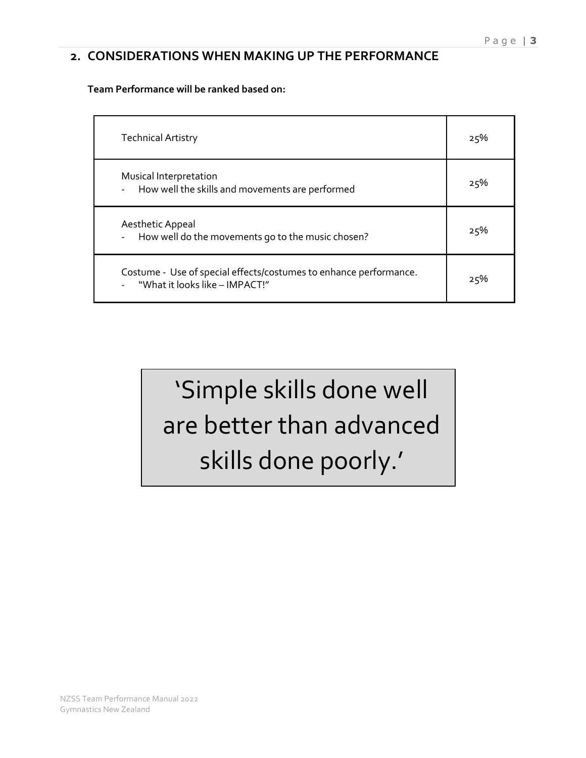## 2. CONSIDERATIONS WHEN MAKING UP THE PERFORMANCE

**Team Performance will be ranked based on:**

| Criteria | Weighting |
|---|---|
| Technical Artistry | 25% |
| Musical Interpretation<br>- How well the skills and movements are performed | 25% |
| Aesthetic Appeal<br>- How well do the movements go to the music chosen? | 25% |
| Costume - Use of special effects/costumes to enhance performance.<br>- "What it looks like – IMPACT!" | 25% |

> 'Simple skills done well are better than advanced skills done poorly.'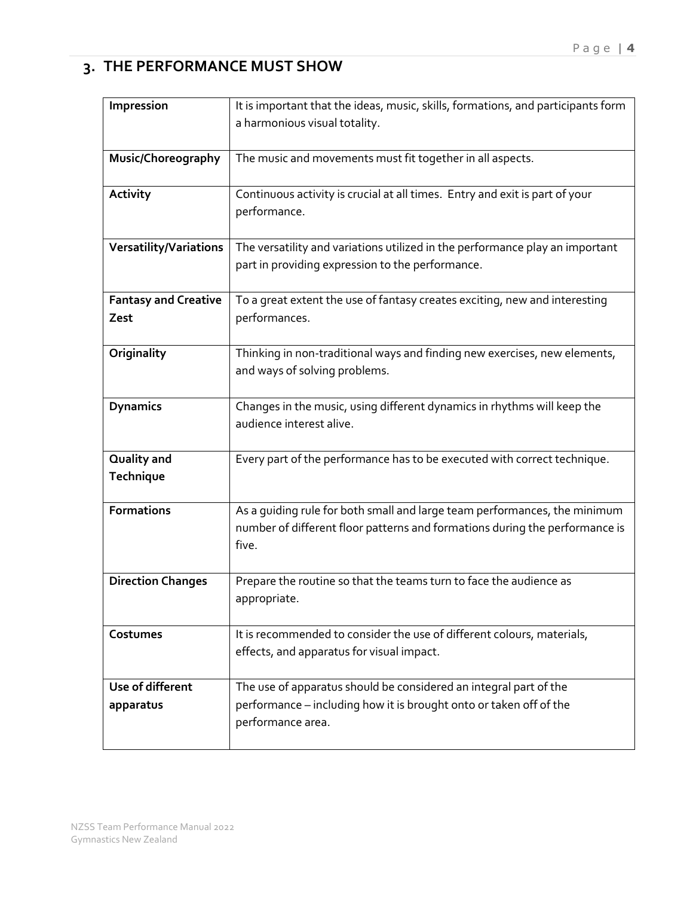## 3. THE PERFORMANCE MUST SHOW

| | |
|---|---|
| **Impression** | It is important that the ideas, music, skills, formations, and participants form a harmonious visual totality. |
| **Music/Choreography** | The music and movements must fit together in all aspects. |
| **Activity** | Continuous activity is crucial at all times. Entry and exit is part of your performance. |
| **Versatility/Variations** | The versatility and variations utilized in the performance play an important part in providing expression to the performance. |
| **Fantasy and Creative Zest** | To a great extent the use of fantasy creates exciting, new and interesting performances. |
| **Originality** | Thinking in non-traditional ways and finding new exercises, new elements, and ways of solving problems. |
| **Dynamics** | Changes in the music, using different dynamics in rhythms will keep the audience interest alive. |
| **Quality and Technique** | Every part of the performance has to be executed with correct technique. |
| **Formations** | As a guiding rule for both small and large team performances, the minimum number of different floor patterns and formations during the performance is five. |
| **Direction Changes** | Prepare the routine so that the teams turn to face the audience as appropriate. |
| **Costumes** | It is recommended to consider the use of different colours, materials, effects, and apparatus for visual impact. |
| **Use of different apparatus** | The use of apparatus should be considered an integral part of the performance – including how it is brought onto or taken off of the performance area. |